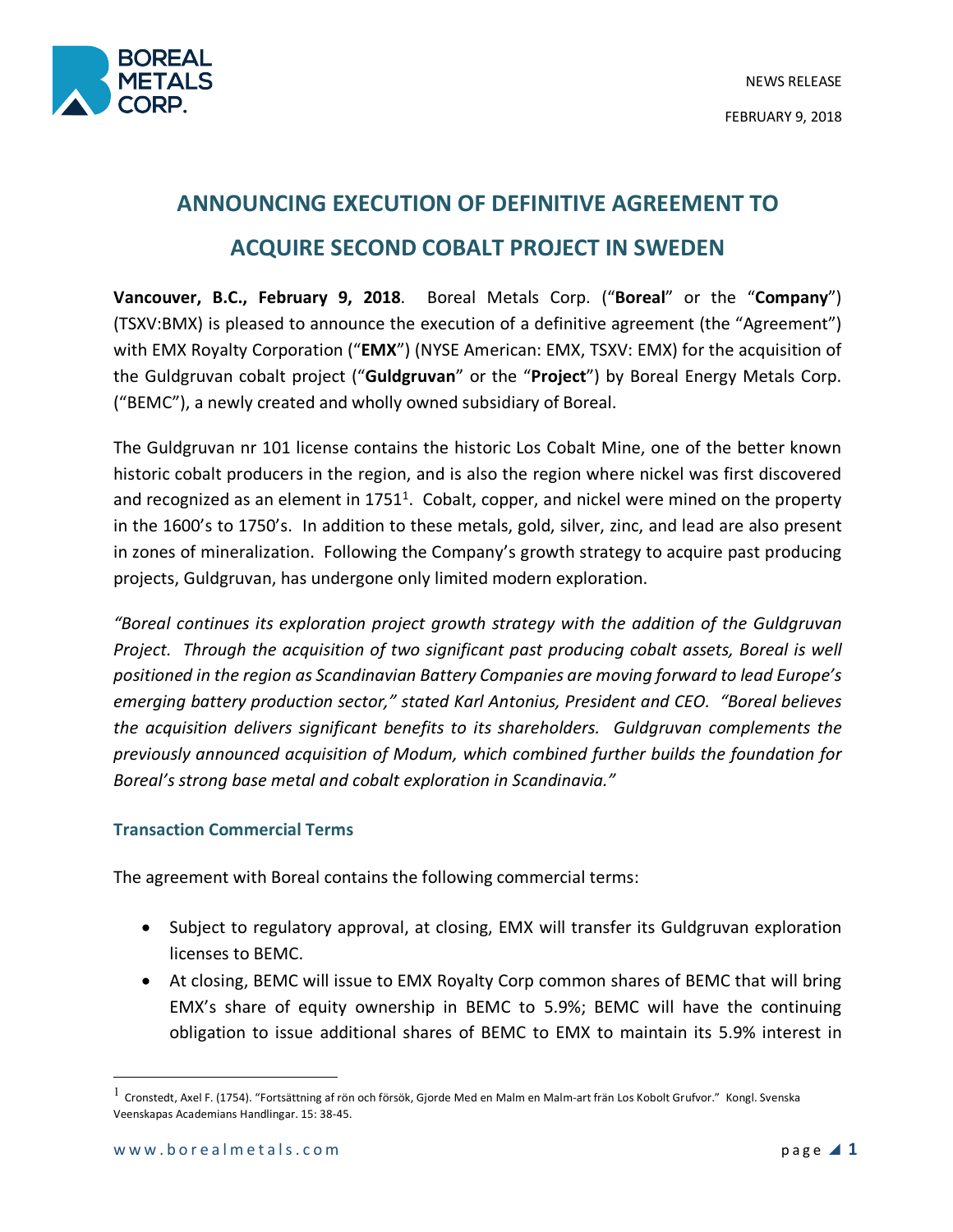NEWS RELEASE

FEBRUARY 9, 2018

# ANNOUNCING EXECUTION OF DEFINITIVE AGREEMENT TO ACQUIRE SECOND COBALT PROJECT IN SWEDEN

**Vancouver, B.C., February 9, 2018**. Boreal Metals Corp. ("**Boreal**" or the "**Company**") (TSXV:BMX) is pleased to announce the execution of a definitive agreement (the "Agreement") with EMX Royalty Corporation ("**EMX**") (NYSE American: EMX, TSXV: EMX) for the acquisition of the Guldgruvan cobalt project ("**Guldgruvan**" or the "**Project**") by Boreal Energy Metals Corp. ("BEMC"), a newly created and wholly owned subsidiary of Boreal.

The Guldgruvan nr 101 license contains the historic Los Cobalt Mine, one of the better known historic cobalt producers in the region, and is also the region where nickel was first discovered and recognized as an element in 1751[1]. Cobalt, copper, and nickel were mined on the property in the 1600's to 1750's. In addition to these metals, gold, silver, zinc, and lead are also present in zones of mineralization. Following the Company's growth strategy to acquire past producing projects, Guldgruvan, has undergone only limited modern exploration.

*"Boreal continues its exploration project growth strategy with the addition of the Guldgruvan Project. Through the acquisition of two significant past producing cobalt assets, Boreal is well positioned in the region as Scandinavian Battery Companies are moving forward to lead Europe's emerging battery production sector," stated Karl Antonius, President and CEO. "Boreal believes the acquisition delivers significant benefits to its shareholders. Guldgruvan complements the previously announced acquisition of Modum, which combined further builds the foundation for Boreal's strong base metal and cobalt exploration in Scandinavia."*

### Transaction Commercial Terms

The agreement with Boreal contains the following commercial terms:

- Subject to regulatory approval, at closing, EMX will transfer its Guldgruvan exploration licenses to BEMC.
- At closing, BEMC will issue to EMX Royalty Corp common shares of BEMC that will bring EMX's share of equity ownership in BEMC to 5.9%; BEMC will have the continuing obligation to issue additional shares of BEMC to EMX to maintain its 5.9% interest in

[1] Cronstedt, Axel F. (1754). "Fortsättning af rön och försök, Gjorde Med en Malm en Malm-art från Los Kobolt Grufvor." Kongl. Svenska Veenskapas Academians Handlingar. 15: 38-45.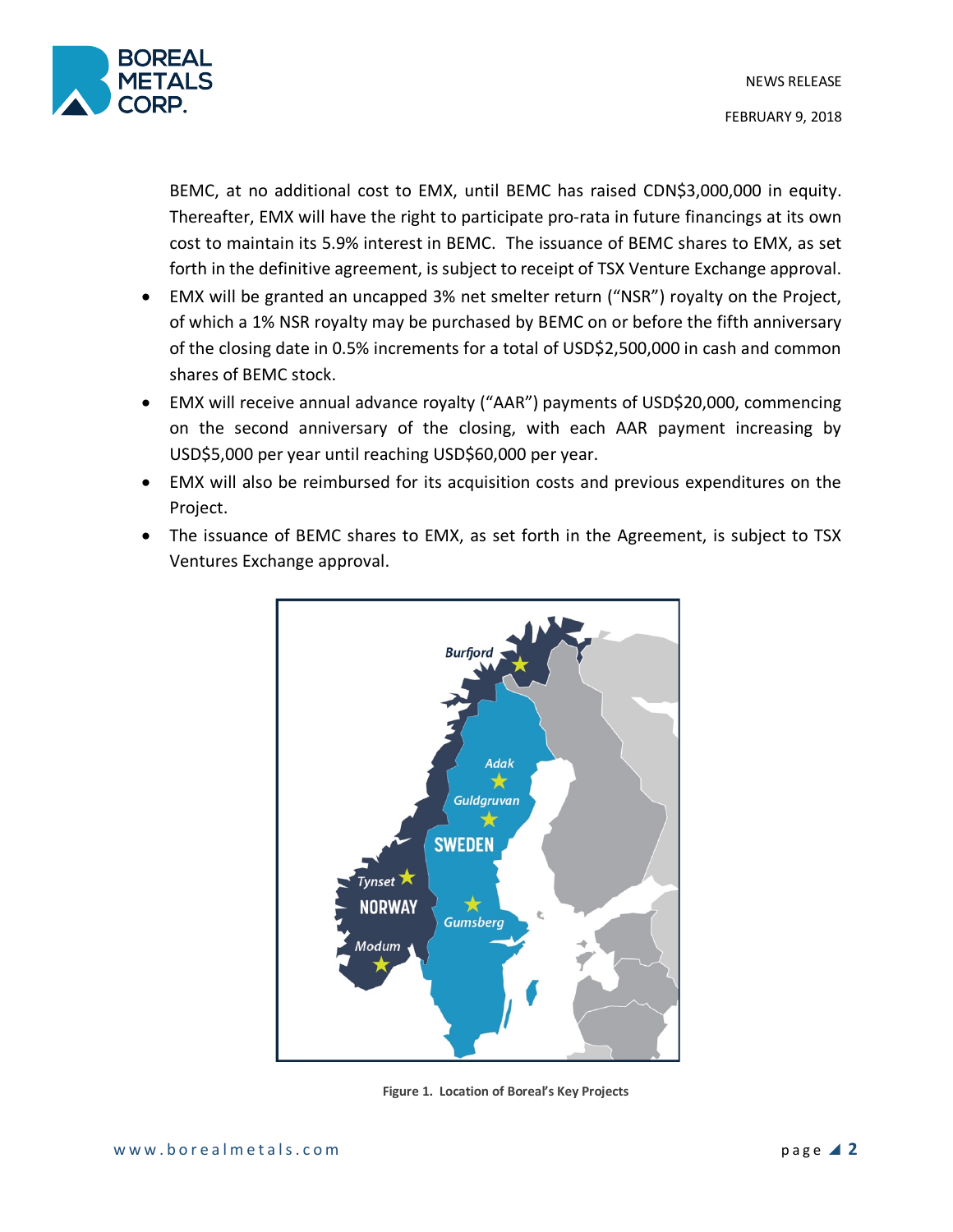BEMC, at no additional cost to EMX, until BEMC has raised CDN$3,000,000 in equity. Thereafter, EMX will have the right to participate pro-rata in future financings at its own cost to maintain its 5.9% interest in BEMC. The issuance of BEMC shares to EMX, as set forth in the definitive agreement, is subject to receipt of TSX Venture Exchange approval.

- EMX will be granted an uncapped 3% net smelter return ("NSR") royalty on the Project, of which a 1% NSR royalty may be purchased by BEMC on or before the fifth anniversary of the closing date in 0.5% increments for a total of USD$2,500,000 in cash and common shares of BEMC stock.
- EMX will receive annual advance royalty ("AAR") payments of USD$20,000, commencing on the second anniversary of the closing, with each AAR payment increasing by USD$5,000 per year until reaching USD$60,000 per year.
- EMX will also be reimbursed for its acquisition costs and previous expenditures on the Project.
- The issuance of BEMC shares to EMX, as set forth in the Agreement, is subject to TSX Ventures Exchange approval.

**Figure 1. Location of Boreal's Key Projects**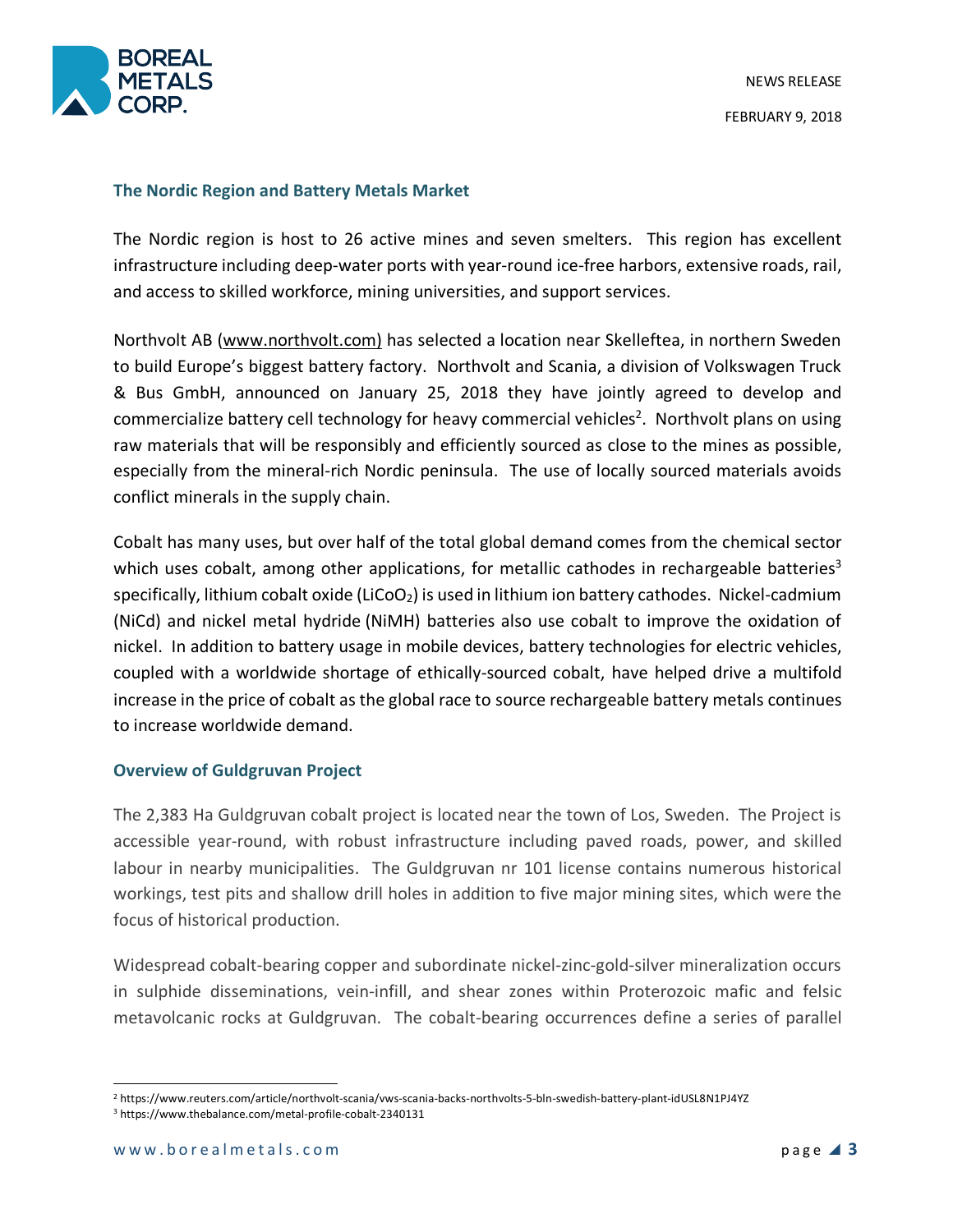## The Nordic Region and Battery Metals Market

The Nordic region is host to 26 active mines and seven smelters. This region has excellent infrastructure including deep-water ports with year-round ice-free harbors, extensive roads, rail, and access to skilled workforce, mining universities, and support services.

Northvolt AB (www.northvolt.com) has selected a location near Skelleftea, in northern Sweden to build Europe's biggest battery factory. Northvolt and Scania, a division of Volkswagen Truck & Bus GmbH, announced on January 25, 2018 they have jointly agreed to develop and commercialize battery cell technology for heavy commercial vehicles[2]. Northvolt plans on using raw materials that will be responsibly and efficiently sourced as close to the mines as possible, especially from the mineral-rich Nordic peninsula. The use of locally sourced materials avoids conflict minerals in the supply chain.

Cobalt has many uses, but over half of the total global demand comes from the chemical sector which uses cobalt, among other applications, for metallic cathodes in rechargeable batteries[3] specifically, lithium cobalt oxide ($LiCoO_2$) is used in lithium ion battery cathodes. Nickel-cadmium (NiCd) and nickel metal hydride (NiMH) batteries also use cobalt to improve the oxidation of nickel. In addition to battery usage in mobile devices, battery technologies for electric vehicles, coupled with a worldwide shortage of ethically-sourced cobalt, have helped drive a multifold increase in the price of cobalt as the global race to source rechargeable battery metals continues to increase worldwide demand.

## Overview of Guldgruvan Project

The 2,383 Ha Guldgruvan cobalt project is located near the town of Los, Sweden. The Project is accessible year-round, with robust infrastructure including paved roads, power, and skilled labour in nearby municipalities. The Guldgruvan nr 101 license contains numerous historical workings, test pits and shallow drill holes in addition to five major mining sites, which were the focus of historical production.

Widespread cobalt-bearing copper and subordinate nickel-zinc-gold-silver mineralization occurs in sulphide disseminations, vein-infill, and shear zones within Proterozoic mafic and felsic metavolcanic rocks at Guldgruvan. The cobalt-bearing occurrences define a series of parallel

---

[2] https://www.reuters.com/article/northvolt-scania/vws-scania-backs-northvolts-5-bln-swedish-battery-plant-idUSL8N1PJ4YZ

[3] https://www.thebalance.com/metal-profile-cobalt-2340131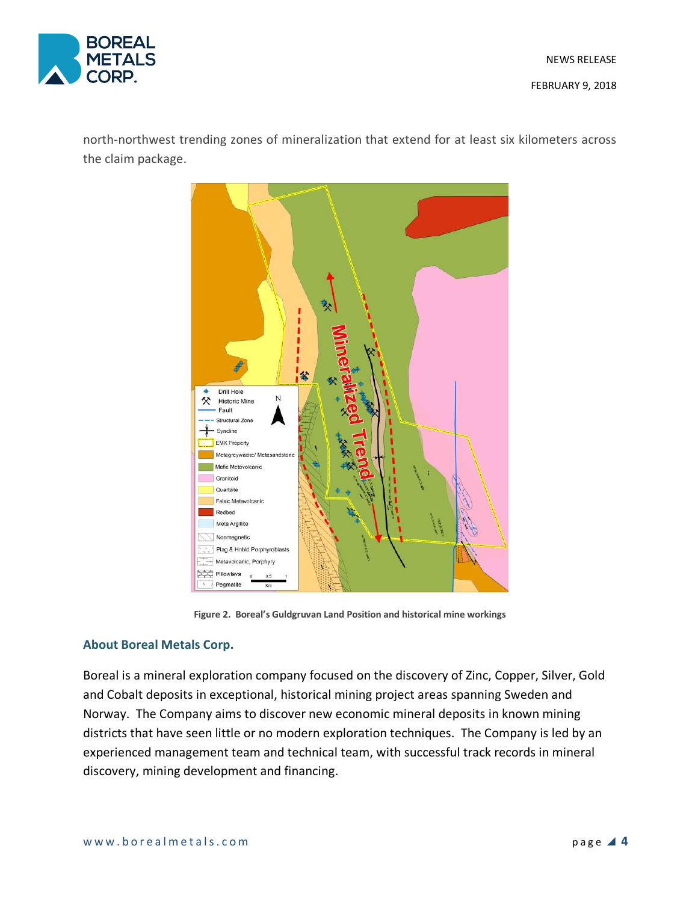north-northwest trending zones of mineralization that extend for at least six kilometers across the claim package.

**Figure 2. Boreal's Guldgruvan Land Position and historical mine workings**

## About Boreal Metals Corp.

Boreal is a mineral exploration company focused on the discovery of Zinc, Copper, Silver, Gold and Cobalt deposits in exceptional, historical mining project areas spanning Sweden and Norway. The Company aims to discover new economic mineral deposits in known mining districts that have seen little or no modern exploration techniques. The Company is led by an experienced management team and technical team, with successful track records in mineral discovery, mining development and financing.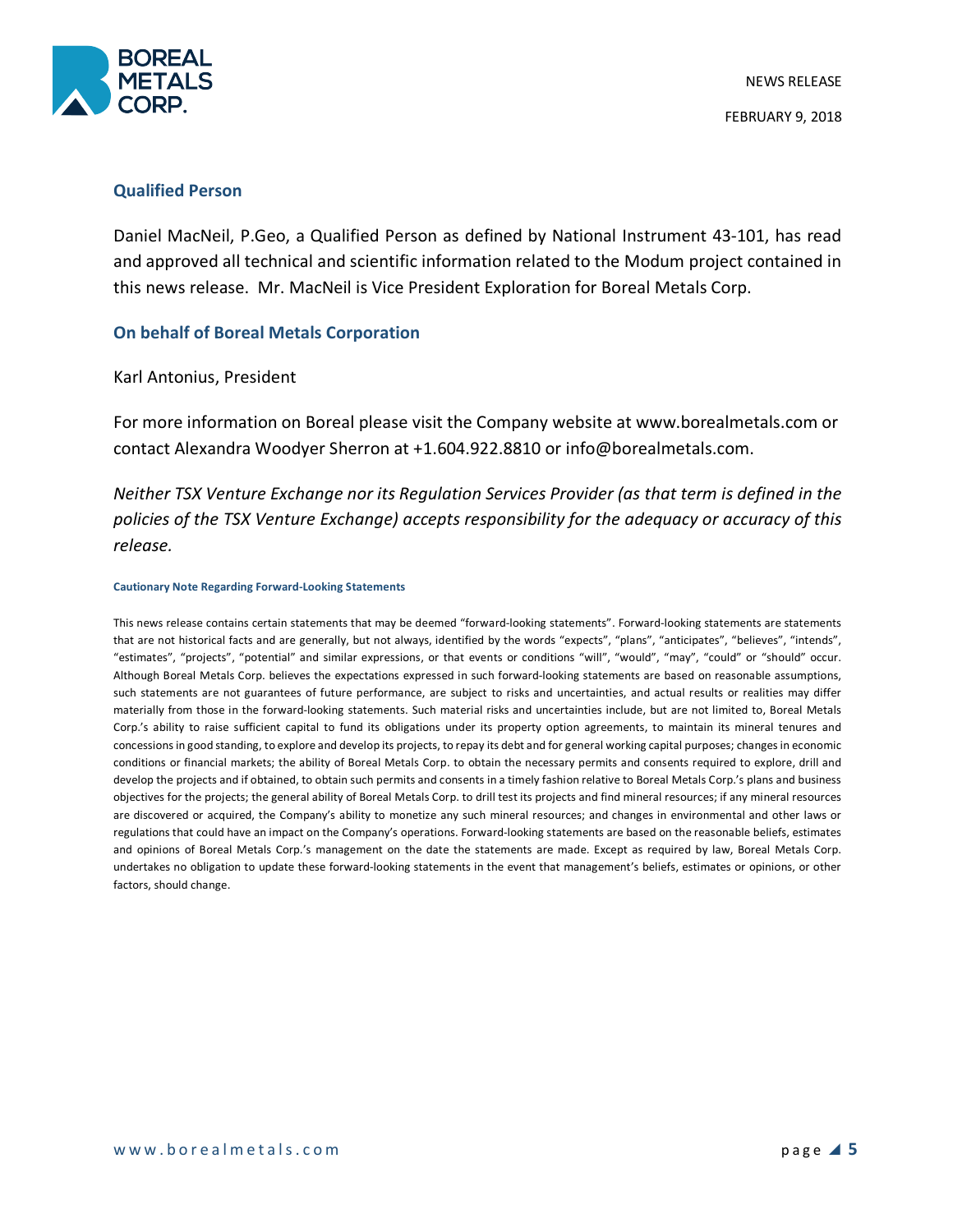## Qualified Person

Daniel MacNeil, P.Geo, a Qualified Person as defined by National Instrument 43-101, has read and approved all technical and scientific information related to the Modum project contained in this news release. Mr. MacNeil is Vice President Exploration for Boreal Metals Corp.

## On behalf of Boreal Metals Corporation

Karl Antonius, President

For more information on Boreal please visit the Company website at www.borealmetals.com or contact Alexandra Woodyer Sherron at +1.604.922.8810 or info@borealmetals.com.

*Neither TSX Venture Exchange nor its Regulation Services Provider (as that term is defined in the policies of the TSX Venture Exchange) accepts responsibility for the adequacy or accuracy of this release.*

#### Cautionary Note Regarding Forward-Looking Statements

This news release contains certain statements that may be deemed "forward-looking statements". Forward-looking statements are statements that are not historical facts and are generally, but not always, identified by the words "expects", "plans", "anticipates", "believes", "intends", "estimates", "projects", "potential" and similar expressions, or that events or conditions "will", "would", "may", "could" or "should" occur. Although Boreal Metals Corp. believes the expectations expressed in such forward-looking statements are based on reasonable assumptions, such statements are not guarantees of future performance, are subject to risks and uncertainties, and actual results or realities may differ materially from those in the forward-looking statements. Such material risks and uncertainties include, but are not limited to, Boreal Metals Corp.'s ability to raise sufficient capital to fund its obligations under its property option agreements, to maintain its mineral tenures and concessions in good standing, to explore and develop its projects, to repay its debt and for general working capital purposes; changes in economic conditions or financial markets; the ability of Boreal Metals Corp. to obtain the necessary permits and consents required to explore, drill and develop the projects and if obtained, to obtain such permits and consents in a timely fashion relative to Boreal Metals Corp.'s plans and business objectives for the projects; the general ability of Boreal Metals Corp. to drill test its projects and find mineral resources; if any mineral resources are discovered or acquired, the Company's ability to monetize any such mineral resources; and changes in environmental and other laws or regulations that could have an impact on the Company's operations. Forward-looking statements are based on the reasonable beliefs, estimates and opinions of Boreal Metals Corp.'s management on the date the statements are made. Except as required by law, Boreal Metals Corp. undertakes no obligation to update these forward-looking statements in the event that management's beliefs, estimates or opinions, or other factors, should change.